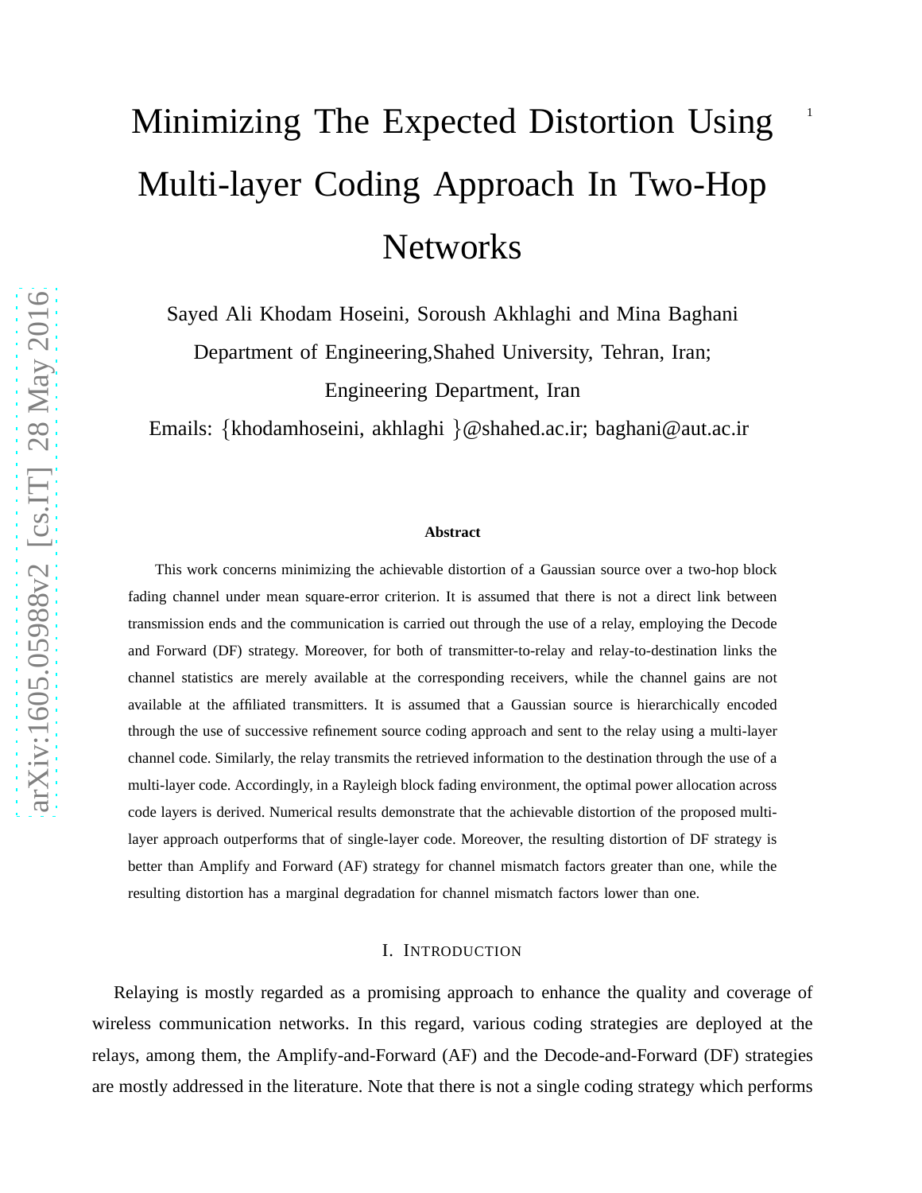# Minimizing The Expected Distortion Using Multi-layer Coding Approach In Two-Hop Networks

Sayed Ali Khodam Hoseini, Soroush Akhlaghi and Mina Baghani

Department of Engineering,Shahed University, Tehran, Iran;

Engineering Department, Iran

Emails: {khodamhoseini, akhlaghi }@shahed.ac.ir; baghani@aut.ac.ir

**Abstract**

This work concerns minimizing the achievable distortion of a Gaussian source over a two-hop block fading channel under mean square-error criterion. It is assumed that there is not a direct link between transmission ends and the communication is carried out through the use of a relay, employing the Decode and Forward (DF) strategy. Moreover, for both of transmitter-to-relay and relay-to-destination links the channel statistics are merely available at the corresponding receivers, while the channel gains are not available at the affiliated transmitters. It is assumed that a Gaussian source is hierarchically encoded through the use of successive refinement source coding approach and sent to the relay using a multi-layer channel code. Similarly, the relay transmits the retrieved information to the destination through the use of a multi-layer code. Accordingly, in a Rayleigh block fading environment, the optimal power allocation across code layers is derived. Numerical results demonstrate that the achievable distortion of the proposed multi-layer approach outperforms that of single-layer code. Moreover, the resulting distortion of DF strategy is better than Amplify and Forward (AF) strategy for channel mismatch factors greater than one, while the resulting distortion has a marginal degradation for channel mismatch factors lower than one.

## I. Introduction

Relaying is mostly regarded as a promising approach to enhance the quality and coverage of wireless communication networks. In this regard, various coding strategies are deployed at the relays, among them, the Amplify-and-Forward (AF) and the Decode-and-Forward (DF) strategies are mostly addressed in the literature. Note that there is not a single coding strategy which performs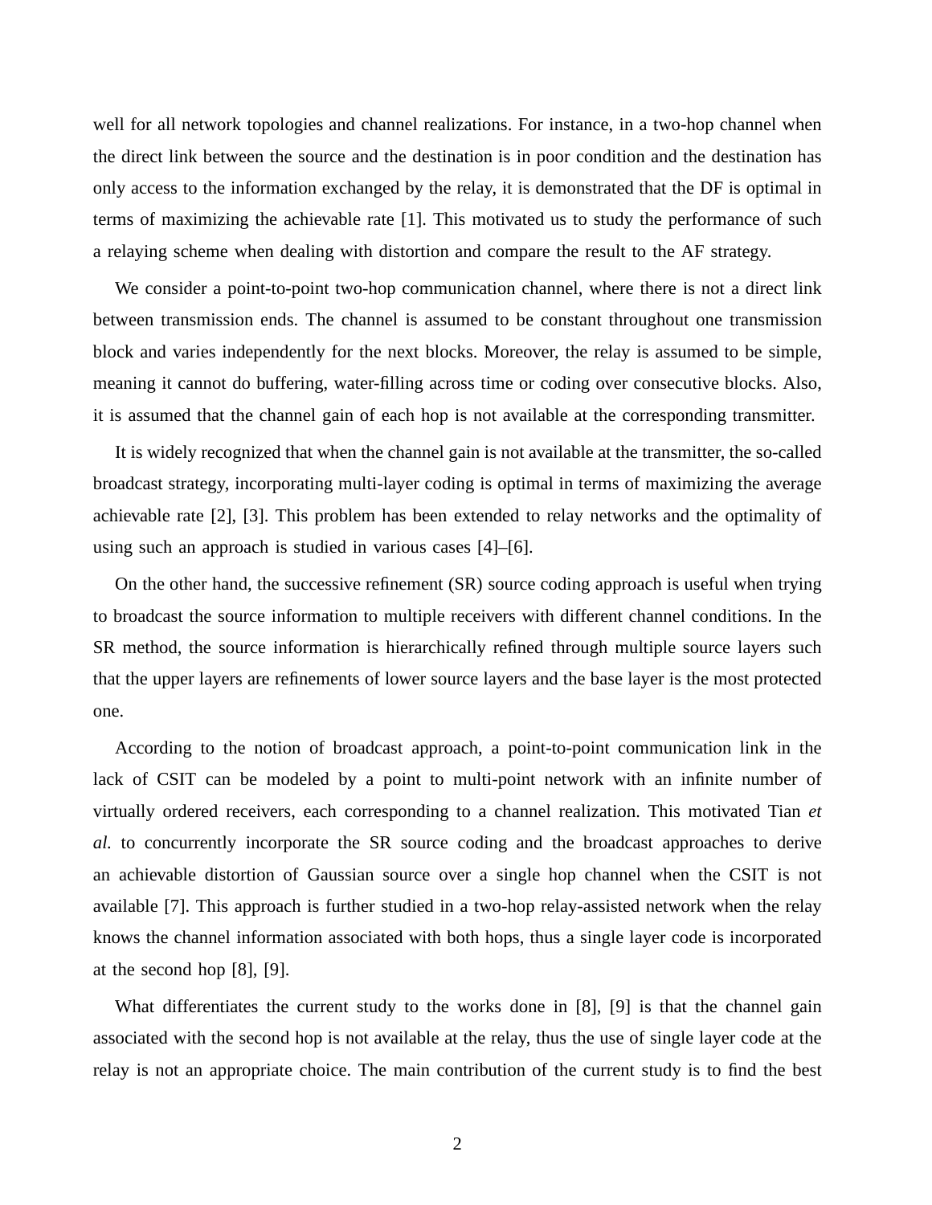well for all network topologies and channel realizations. For instance, in a two-hop channel when the direct link between the source and the destination is in poor condition and the destination has only access to the information exchanged by the relay, it is demonstrated that the DF is optimal in terms of maximizing the achievable rate [1]. This motivated us to study the performance of such a relaying scheme when dealing with distortion and compare the result to the AF strategy.

We consider a point-to-point two-hop communication channel, where there is not a direct link between transmission ends. The channel is assumed to be constant throughout one transmission block and varies independently for the next blocks. Moreover, the relay is assumed to be simple, meaning it cannot do buffering, water-filling across time or coding over consecutive blocks. Also, it is assumed that the channel gain of each hop is not available at the corresponding transmitter.

It is widely recognized that when the channel gain is not available at the transmitter, the so-called broadcast strategy, incorporating multi-layer coding is optimal in terms of maximizing the average achievable rate [2], [3]. This problem has been extended to relay networks and the optimality of using such an approach is studied in various cases [4]–[6].

On the other hand, the successive refinement (SR) source coding approach is useful when trying to broadcast the source information to multiple receivers with different channel conditions. In the SR method, the source information is hierarchically refined through multiple source layers such that the upper layers are refinements of lower source layers and the base layer is the most protected one.

According to the notion of broadcast approach, a point-to-point communication link in the lack of CSIT can be modeled by a point to multi-point network with an infinite number of virtually ordered receivers, each corresponding to a channel realization. This motivated Tian *et al.* to concurrently incorporate the SR source coding and the broadcast approaches to derive an achievable distortion of Gaussian source over a single hop channel when the CSIT is not available [7]. This approach is further studied in a two-hop relay-assisted network when the relay knows the channel information associated with both hops, thus a single layer code is incorporated at the second hop [8], [9].

What differentiates the current study to the works done in [8], [9] is that the channel gain associated with the second hop is not available at the relay, thus the use of single layer code at the relay is not an appropriate choice. The main contribution of the current study is to find the best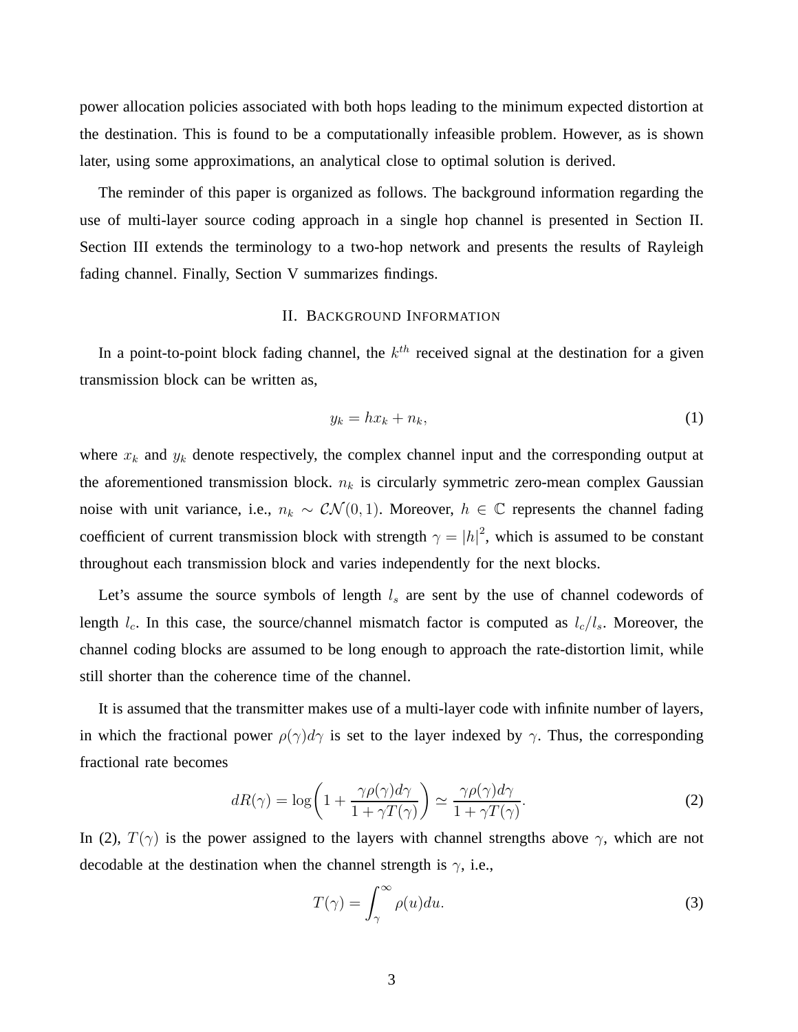power allocation policies associated with both hops leading to the minimum expected distortion at the destination. This is found to be a computationally infeasible problem. However, as is shown later, using some approximations, an analytical close to optimal solution is derived.

The reminder of this paper is organized as follows. The background information regarding the use of multi-layer source coding approach in a single hop channel is presented in Section II. Section III extends the terminology to a two-hop network and presents the results of Rayleigh fading channel. Finally, Section V summarizes findings.

## II. Background Information

In a point-to-point block fading channel, the $k^{th}$ received signal at the destination for a given transmission block can be written as,

$$y_k = hx_k + n_k, \tag{1}$$

where $x_k$ and $y_k$ denote respectively, the complex channel input and the corresponding output at the aforementioned transmission block. $n_k$ is circularly symmetric zero-mean complex Gaussian noise with unit variance, i.e., $n_k \sim \mathcal{CN}(0,1)$. Moreover, $h \in \mathbb{C}$ represents the channel fading coefficient of current transmission block with strength $\gamma = |h|^2$, which is assumed to be constant throughout each transmission block and varies independently for the next blocks.

Let's assume the source symbols of length $l_s$ are sent by the use of channel codewords of length $l_c$. In this case, the source/channel mismatch factor is computed as $l_c/l_s$. Moreover, the channel coding blocks are assumed to be long enough to approach the rate-distortion limit, while still shorter than the coherence time of the channel.

It is assumed that the transmitter makes use of a multi-layer code with infinite number of layers, in which the fractional power $\rho(\gamma)d\gamma$ is set to the layer indexed by $\gamma$. Thus, the corresponding fractional rate becomes

$$dR(\gamma) = \log\left(1 + \frac{\gamma\rho(\gamma)d\gamma}{1+\gamma T(\gamma)}\right) \simeq \frac{\gamma\rho(\gamma)d\gamma}{1+\gamma T(\gamma)}. \tag{2}$$

In (2), $T(\gamma)$ is the power assigned to the layers with channel strengths above $\gamma$, which are not decodable at the destination when the channel strength is $\gamma$, i.e.,

$$T(\gamma) = \int_{\gamma}^{\infty} \rho(u)du. \tag{3}$$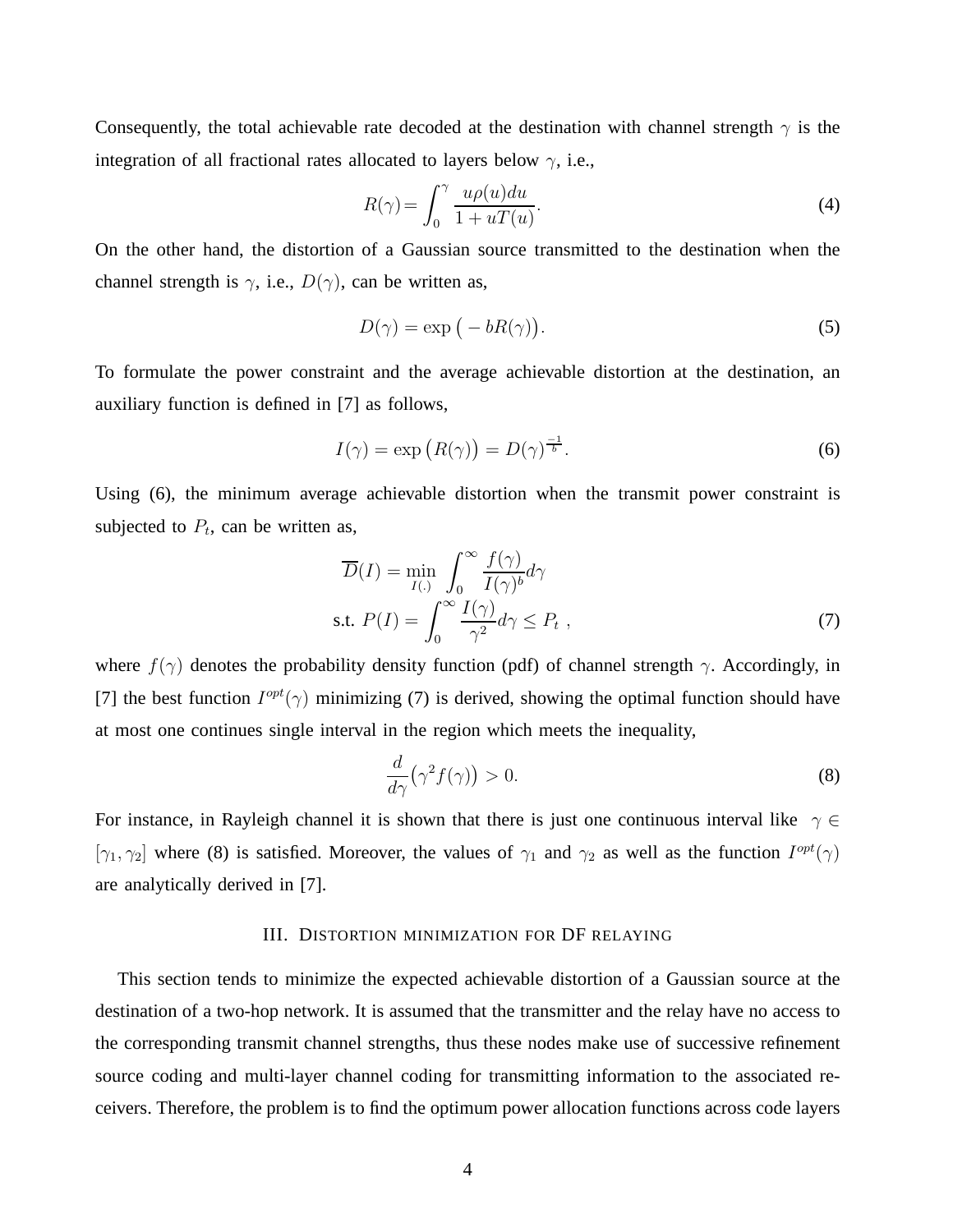Consequently, the total achievable rate decoded at the destination with channel strength $\gamma$ is the integration of all fractional rates allocated to layers below $\gamma$, i.e.,

$$R(\gamma)=\int_0^{\gamma} \frac{u\rho(u)du}{1+uT(u)}. \tag{4}$$

On the other hand, the distortion of a Gaussian source transmitted to the destination when the channel strength is $\gamma$, i.e., $D(\gamma)$, can be written as,

$$D(\gamma) = \exp\big(-bR(\gamma)\big). \tag{5}$$

To formulate the power constraint and the average achievable distortion at the destination, an auxiliary function is defined in [7] as follows,

$$I(\gamma) = \exp\big(R(\gamma)\big) = D(\gamma)^{\frac{-1}{b}}. \tag{6}$$

Using (6), the minimum average achievable distortion when the transmit power constraint is subjected to $P_t$, can be written as,

$$\begin{aligned}
\overline{D}(I) &= \min_{I(.)} \int_0^{\infty} \frac{f(\gamma)}{I(\gamma)^b} d\gamma \\
\text{s.t. } P(I) &= \int_0^{\infty} \frac{I(\gamma)}{\gamma^2} d\gamma \leq P_t \ ,
\end{aligned} \tag{7}$$

where $f(\gamma)$ denotes the probability density function (pdf) of channel strength $\gamma$. Accordingly, in [7] the best function $I^{opt}(\gamma)$ minimizing (7) is derived, showing the optimal function should have at most one continues single interval in the region which meets the inequality,

$$\frac{d}{d\gamma}\big(\gamma^2 f(\gamma)\big) > 0. \tag{8}$$

For instance, in Rayleigh channel it is shown that there is just one continuous interval like $\gamma \in [\gamma_1, \gamma_2]$ where (8) is satisfied. Moreover, the values of $\gamma_1$ and $\gamma_2$ as well as the function $I^{opt}(\gamma)$ are analytically derived in [7].

## III. Distortion minimization for DF relaying

This section tends to minimize the expected achievable distortion of a Gaussian source at the destination of a two-hop network. It is assumed that the transmitter and the relay have no access to the corresponding transmit channel strengths, thus these nodes make use of successive refinement source coding and multi-layer channel coding for transmitting information to the associated receivers. Therefore, the problem is to find the optimum power allocation functions across code layers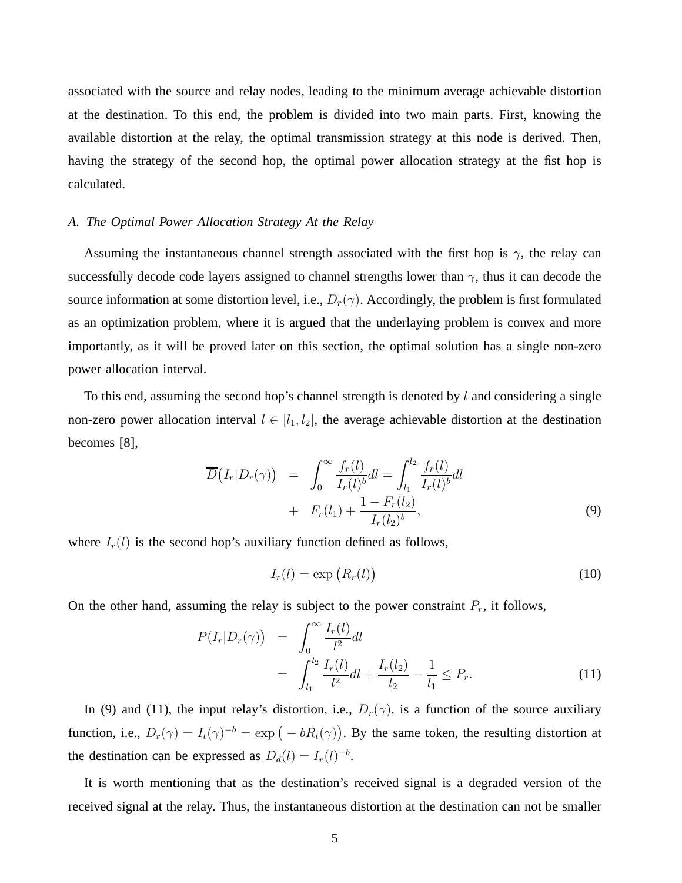associated with the source and relay nodes, leading to the minimum average achievable distortion at the destination. To this end, the problem is divided into two main parts. First, knowing the available distortion at the relay, the optimal transmission strategy at this node is derived. Then, having the strategy of the second hop, the optimal power allocation strategy at the fist hop is calculated.

### *A. The Optimal Power Allocation Strategy At the Relay*

Assuming the instantaneous channel strength associated with the first hop is $\gamma$, the relay can successfully decode code layers assigned to channel strengths lower than $\gamma$, thus it can decode the source information at some distortion level, i.e., $D_r(\gamma)$. Accordingly, the problem is first formulated as an optimization problem, where it is argued that the underlaying problem is convex and more importantly, as it will be proved later on this section, the optimal solution has a single non-zero power allocation interval.

To this end, assuming the second hop's channel strength is denoted by $l$ and considering a single non-zero power allocation interval $l \in [l_1, l_2]$, the average achievable distortion at the destination becomes [8],

$$
\begin{aligned}
\overline{D}\big(I_r|D_r(\gamma)\big) &= \int_0^\infty \frac{f_r(l)}{I_r(l)^b} dl = \int_{l_1}^{l_2} \frac{f_r(l)}{I_r(l)^b} dl \\
&+ F_r(l_1) + \frac{1 - F_r(l_2)}{I_r(l_2)^b},
\end{aligned} \tag{9}
$$

where $I_r(l)$ is the second hop's auxiliary function defined as follows,

$$
I_r(l) = \exp\big(R_r(l)\big) \tag{10}
$$

On the other hand, assuming the relay is subject to the power constraint $P_r$, it follows,

$$
\begin{aligned}
P\big(I_r|D_r(\gamma)\big) &= \int_0^\infty \frac{I_r(l)}{l^2} dl \\
&= \int_{l_1}^{l_2} \frac{I_r(l)}{l^2} dl + \frac{I_r(l_2)}{l_2} - \frac{1}{l_1} \leq P_r.
\end{aligned} \tag{11}
$$

In (9) and (11), the input relay's distortion, i.e., $D_r(\gamma)$, is a function of the source auxiliary function, i.e., $D_r(\gamma) = I_t(\gamma)^{-b} = \exp\big(-bR_t(\gamma)\big)$. By the same token, the resulting distortion at the destination can be expressed as $D_d(l) = I_r(l)^{-b}$.

It is worth mentioning that as the destination's received signal is a degraded version of the received signal at the relay. Thus, the instantaneous distortion at the destination can not be smaller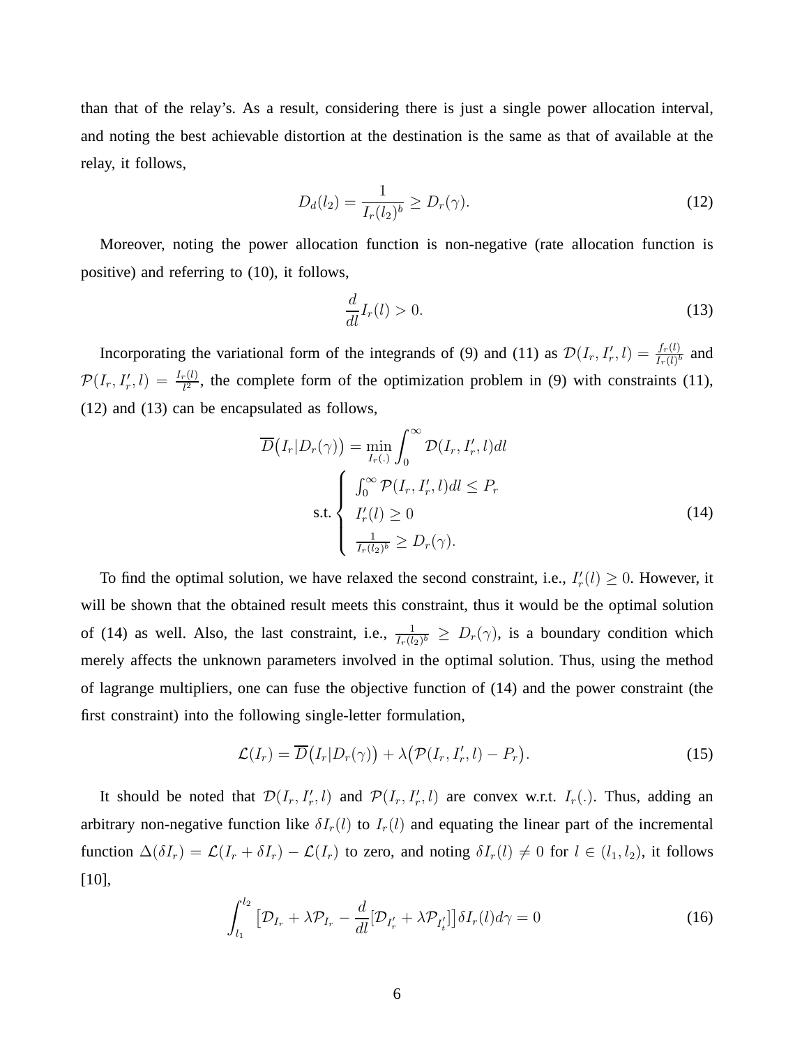than that of the relay's. As a result, considering there is just a single power allocation interval, and noting the best achievable distortion at the destination is the same as that of available at the relay, it follows,

$$D_d(l_2) = \frac{1}{I_r(l_2)^b} \geq D_r(\gamma). \tag{12}$$

Moreover, noting the power allocation function is non-negative (rate allocation function is positive) and referring to (10), it follows,

$$\frac{d}{dl} I_r(l) > 0. \tag{13}$$

Incorporating the variational form of the integrands of (9) and (11) as $\mathcal{D}(I_r, I'_r, l) = \frac{f_r(l)}{I_r(l)^b}$ and $\mathcal{P}(I_r, I'_r, l) = \frac{I_r(l)}{l^2}$, the complete form of the optimization problem in (9) with constraints (11), (12) and (13) can be encapsulated as follows,

$$\overline{D}\big(I_r|D_r(\gamma)\big) = \min_{I_r(.)} \int_0^\infty \mathcal{D}(I_r, I'_r, l) dl$$

$$\text{s.t.} \begin{cases} \int_0^\infty \mathcal{P}(I_r, I'_r, l) dl \leq P_r \\ I'_r(l) \geq 0 \\ \frac{1}{I_r(l_2)^b} \geq D_r(\gamma). \end{cases} \tag{14}$$

To find the optimal solution, we have relaxed the second constraint, i.e., $I'_r(l) \geq 0$. However, it will be shown that the obtained result meets this constraint, thus it would be the optimal solution of (14) as well. Also, the last constraint, i.e., $\frac{1}{I_r(l_2)^b} \geq D_r(\gamma)$, is a boundary condition which merely affects the unknown parameters involved in the optimal solution. Thus, using the method of lagrange multipliers, one can fuse the objective function of (14) and the power constraint (the first constraint) into the following single-letter formulation,

$$\mathcal{L}(I_r) = \overline{D}\big(I_r|D_r(\gamma)\big) + \lambda\big(\mathcal{P}(I_r, I'_r, l) - P_r\big). \tag{15}$$

It should be noted that $\mathcal{D}(I_r, I'_r, l)$ and $\mathcal{P}(I_r, I'_r, l)$ are convex w.r.t. $I_r(.)$. Thus, adding an arbitrary non-negative function like $\delta I_r(l)$ to $I_r(l)$ and equating the linear part of the incremental function $\Delta(\delta I_r) = \mathcal{L}(I_r + \delta I_r) - \mathcal{L}(I_r)$ to zero, and noting $\delta I_r(l) \neq 0$ for $l \in (l_1, l_2)$, it follows [10],

$$\int_{l_1}^{l_2} \big[\mathcal{D}_{I_r} + \lambda \mathcal{P}_{I_r} - \frac{d}{dl}[\mathcal{D}_{I'_r} + \lambda \mathcal{P}_{I'_t}]\big] \delta I_r(l) d\gamma = 0 \tag{16}$$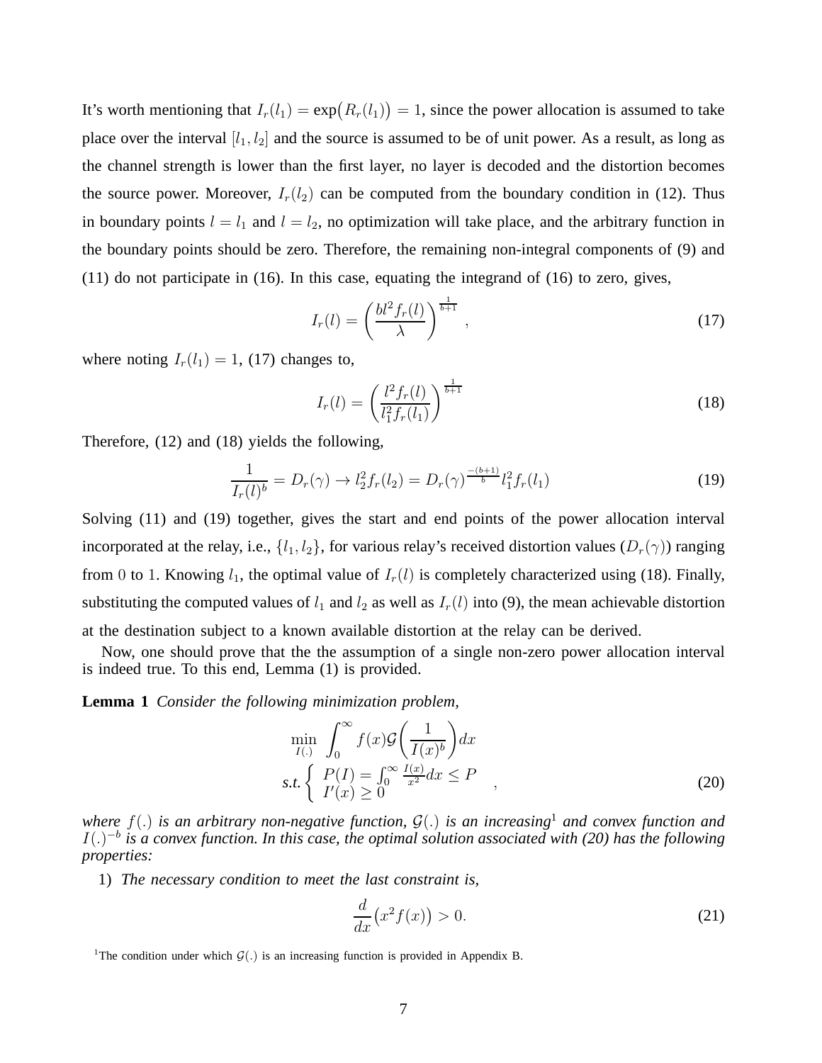It's worth mentioning that $I_r(l_1) = \exp\big(R_r(l_1)\big) = 1$, since the power allocation is assumed to take place over the interval $[l_1, l_2]$ and the source is assumed to be of unit power. As a result, as long as the channel strength is lower than the first layer, no layer is decoded and the distortion becomes the source power. Moreover, $I_r(l_2)$ can be computed from the boundary condition in (12). Thus in boundary points $l = l_1$ and $l = l_2$, no optimization will take place, and the arbitrary function in the boundary points should be zero. Therefore, the remaining non-integral components of (9) and (11) do not participate in (16). In this case, equating the integrand of (16) to zero, gives,

$$I_r(l) = \left(\frac{bl^2 f_r(l)}{\lambda}\right)^{\frac{1}{b+1}}, \tag{17}$$

where noting $I_r(l_1) = 1$, (17) changes to,

$$I_r(l) = \left(\frac{l^2 f_r(l)}{l_1^2 f_r(l_1)}\right)^{\frac{1}{b+1}} \tag{18}$$

Therefore, (12) and (18) yields the following,

$$\frac{1}{I_r(l)^b} = D_r(\gamma) \rightarrow l_2^2 f_r(l_2) = D_r(\gamma)^{\frac{-(b+1)}{b}} l_1^2 f_r(l_1) \tag{19}$$

Solving (11) and (19) together, gives the start and end points of the power allocation interval incorporated at the relay, i.e., $\{l_1, l_2\}$, for various relay's received distortion values ($D_r(\gamma)$) ranging from $0$ to $1$. Knowing $l_1$, the optimal value of $I_r(l)$ is completely characterized using (18). Finally, substituting the computed values of $l_1$ and $l_2$ as well as $I_r(l)$ into (9), the mean achievable distortion at the destination subject to a known available distortion at the relay can be derived.

Now, one should prove that the the assumption of a single non-zero power allocation interval is indeed true. To this end, Lemma (1) is provided.

**Lemma 1** *Consider the following minimization problem,*

$$\begin{aligned} &\min_{I(.)} \int_0^\infty f(x)\mathcal{G}\left(\frac{1}{I(x)^b}\right)dx \\ &\text{s.t.} \begin{cases} P(I) = \int_0^\infty \frac{I(x)}{x^2}dx \leq P \\ I'(x) \geq 0 \end{cases} \end{aligned}, \tag{20}$$

*where $f(.)$ is an arbitrary non-negative function, $\mathcal{G}(.)$ is an increasing*[1] *and convex function and $I(.)^{-b}$ is a convex function. In this case, the optimal solution associated with (20) has the following properties:*

1) *The necessary condition to meet the last constraint is,*

$$\frac{d}{dx}\big(x^2 f(x)\big) > 0. \tag{21}$$

[1] The condition under which $\mathcal{G}(.)$ is an increasing function is provided in Appendix B.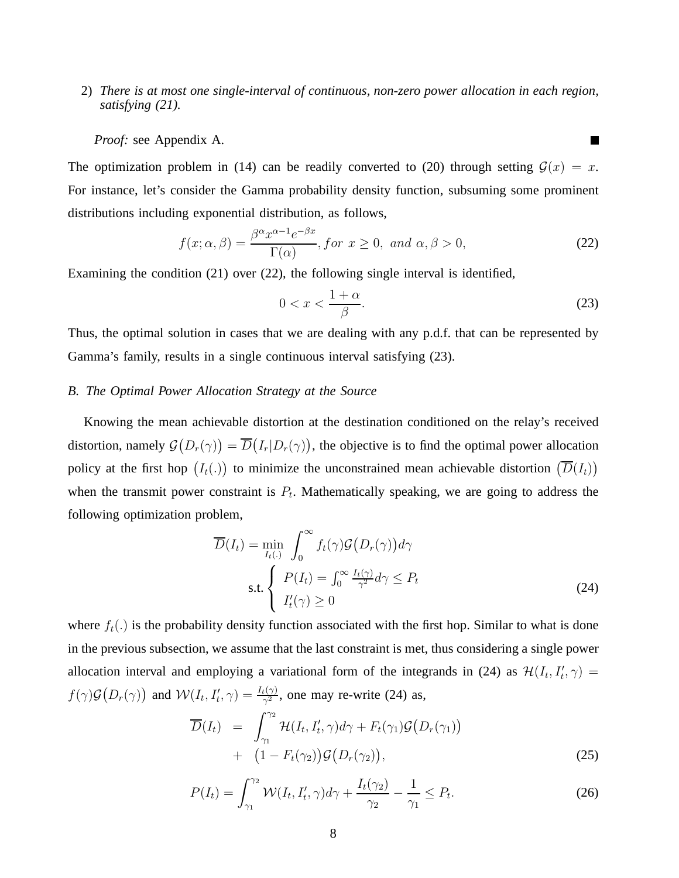2) *There is at most one single-interval of continuous, non-zero power allocation in each region, satisfying (21).*

*Proof:* see Appendix A. ∎

The optimization problem in (14) can be readily converted to (20) through setting $\mathcal{G}(x) = x$. For instance, let's consider the Gamma probability density function, subsuming some prominent distributions including exponential distribution, as follows,

$$f(x; \alpha, \beta) = \frac{\beta^{\alpha} x^{\alpha-1} e^{-\beta x}}{\Gamma(\alpha)}, for\ x \geq 0,\ and\ \alpha, \beta > 0, \tag{22}$$

Examining the condition (21) over (22), the following single interval is identified,

$$0 < x < \frac{1+\alpha}{\beta}. \tag{23}$$

Thus, the optimal solution in cases that we are dealing with any p.d.f. that can be represented by Gamma's family, results in a single continuous interval satisfying (23).

### *B. The Optimal Power Allocation Strategy at the Source*

Knowing the mean achievable distortion at the destination conditioned on the relay's received distortion, namely $\mathcal{G}\big(D_r(\gamma)\big) = \overline{D}\big(I_r|D_r(\gamma)\big)$, the objective is to find the optimal power allocation policy at the first hop $\big(I_t(.)\big)$ to minimize the unconstrained mean achievable distortion $\big(\overline{D}(I_t)\big)$ when the transmit power constraint is $P_t$. Mathematically speaking, we are going to address the following optimization problem,

$$\overline{D}(I_t) = \min_{I_t(.)} \int_0^{\infty} f_t(\gamma)\mathcal{G}\big(D_r(\gamma)\big)d\gamma$$
$$\text{s.t.} \begin{cases} P(I_t) = \int_0^{\infty} \frac{I_t(\gamma)}{\gamma^2} d\gamma \leq P_t \\ I_t'(\gamma) \geq 0 \end{cases} \tag{24}$$

where $f_t(.)$ is the probability density function associated with the first hop. Similar to what is done in the previous subsection, we assume that the last constraint is met, thus considering a single power allocation interval and employing a variational form of the integrands in (24) as $\mathcal{H}(I_t, I_t', \gamma) = f(\gamma)\mathcal{G}\big(D_r(\gamma)\big)$ and $\mathcal{W}(I_t, I_t', \gamma) = \frac{I_t(\gamma)}{\gamma^2}$, one may re-write (24) as,

$$\begin{aligned} \overline{D}(I_t) &= \int_{\gamma_1}^{\gamma_2} \mathcal{H}(I_t, I_t', \gamma)d\gamma + F_t(\gamma_1)\mathcal{G}\big(D_r(\gamma_1)\big) \\ &+ \big(1 - F_t(\gamma_2)\big)\mathcal{G}\big(D_r(\gamma_2)\big), \end{aligned} \tag{25}$$

$$P(I_t) = \int_{\gamma_1}^{\gamma_2} \mathcal{W}(I_t, I_t', \gamma)d\gamma + \frac{I_t(\gamma_2)}{\gamma_2} - \frac{1}{\gamma_1} \leq P_t. \tag{26}$$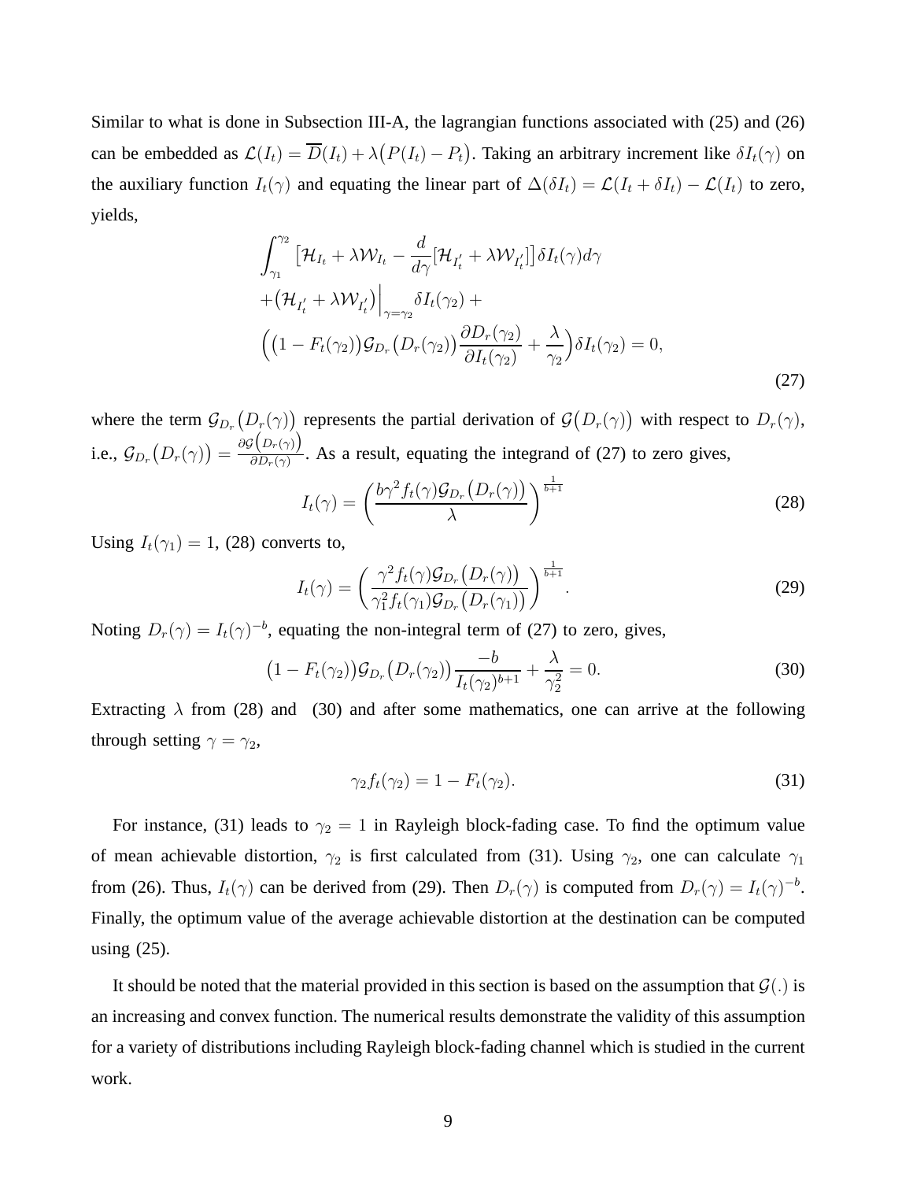Similar to what is done in Subsection III-A, the lagrangian functions associated with (25) and (26) can be embedded as $\mathcal{L}(I_t) = \overline{D}(I_t) + \lambda\big(P(I_t) - P_t\big)$. Taking an arbitrary increment like $\delta I_t(\gamma)$ on the auxiliary function $I_t(\gamma)$ and equating the linear part of $\Delta(\delta I_t) = \mathcal{L}(I_t + \delta I_t) - \mathcal{L}(I_t)$ to zero, yields,

$$
\begin{aligned}
&\int_{\gamma_1}^{\gamma_2} \big[\mathcal{H}_{I_t} + \lambda \mathcal{W}_{I_t} - \frac{d}{d\gamma}[\mathcal{H}_{I'_t} + \lambda \mathcal{W}_{I'_t}]\big]\delta I_t(\gamma) d\gamma \\
&+ \big(\mathcal{H}_{I'_t} + \lambda \mathcal{W}_{I'_t}\big)\Big|_{\gamma=\gamma_2} \delta I_t(\gamma_2) + \\
&\Big(\big(1 - F_t(\gamma_2)\big)\mathcal{G}_{D_r}\big(D_r(\gamma_2)\big)\frac{\partial D_r(\gamma_2)}{\partial I_t(\gamma_2)} + \frac{\lambda}{\gamma_2}\Big)\delta I_t(\gamma_2) = 0,
\end{aligned}
\tag{27}
$$

where the term $\mathcal{G}_{D_r}\big(D_r(\gamma)\big)$ represents the partial derivation of $\mathcal{G}\big(D_r(\gamma)\big)$ with respect to $D_r(\gamma)$, i.e., $\mathcal{G}_{D_r}\big(D_r(\gamma)\big) = \frac{\partial \mathcal{G}\big(D_r(\gamma)\big)}{\partial D_r(\gamma)}$. As a result, equating the integrand of (27) to zero gives,

$$
I_t(\gamma) = \left(\frac{b\gamma^2 f_t(\gamma)\mathcal{G}_{D_r}\big(D_r(\gamma)\big)}{\lambda}\right)^{\frac{1}{b+1}}
\tag{28}
$$

Using $I_t(\gamma_1) = 1$, (28) converts to,

$$
I_t(\gamma) = \left(\frac{\gamma^2 f_t(\gamma)\mathcal{G}_{D_r}\big(D_r(\gamma)\big)}{\gamma_1^2 f_t(\gamma_1)\mathcal{G}_{D_r}\big(D_r(\gamma_1)\big)}\right)^{\frac{1}{b+1}}.
\tag{29}
$$

Noting $D_r(\gamma) = I_t(\gamma)^{-b}$, equating the non-integral term of (27) to zero, gives,

$$
\big(1 - F_t(\gamma_2)\big)\mathcal{G}_{D_r}\big(D_r(\gamma_2)\big)\frac{-b}{I_t(\gamma_2)^{b+1}} + \frac{\lambda}{\gamma_2^2} = 0.
\tag{30}
$$

Extracting $\lambda$ from (28) and (30) and after some mathematics, one can arrive at the following through setting $\gamma = \gamma_2$,

$$
\gamma_2 f_t(\gamma_2) = 1 - F_t(\gamma_2).
\tag{31}
$$

For instance, (31) leads to $\gamma_2 = 1$ in Rayleigh block-fading case. To find the optimum value of mean achievable distortion, $\gamma_2$ is first calculated from (31). Using $\gamma_2$, one can calculate $\gamma_1$ from (26). Thus, $I_t(\gamma)$ can be derived from (29). Then $D_r(\gamma)$ is computed from $D_r(\gamma) = I_t(\gamma)^{-b}$. Finally, the optimum value of the average achievable distortion at the destination can be computed using (25).

It should be noted that the material provided in this section is based on the assumption that $\mathcal{G}(.)$ is an increasing and convex function. The numerical results demonstrate the validity of this assumption for a variety of distributions including Rayleigh block-fading channel which is studied in the current work.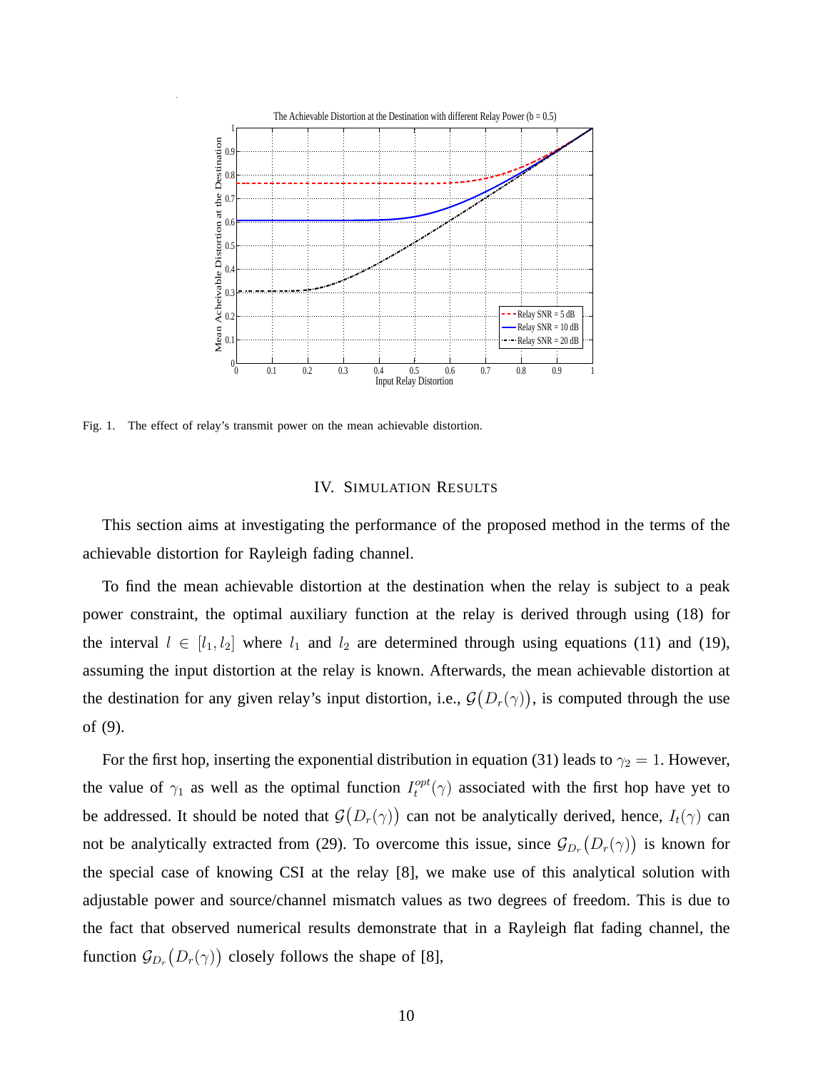Fig. 1. The effect of relay's transmit power on the mean achievable distortion.

## IV. Simulation Results

This section aims at investigating the performance of the proposed method in the terms of the achievable distortion for Rayleigh fading channel.

To find the mean achievable distortion at the destination when the relay is subject to a peak power constraint, the optimal auxiliary function at the relay is derived through using (18) for the interval $l \in [l_1, l_2]$ where $l_1$ and $l_2$ are determined through using equations (11) and (19), assuming the input distortion at the relay is known. Afterwards, the mean achievable distortion at the destination for any given relay's input distortion, i.e., $\mathcal{G}\big(D_r(\gamma)\big)$, is computed through the use of (9).

For the first hop, inserting the exponential distribution in equation (31) leads to $\gamma_2 = 1$. However, the value of $\gamma_1$ as well as the optimal function $I_t^{opt}(\gamma)$ associated with the first hop have yet to be addressed. It should be noted that $\mathcal{G}\big(D_r(\gamma)\big)$ can not be analytically derived, hence, $I_t(\gamma)$ can not be analytically extracted from (29). To overcome this issue, since $\mathcal{G}_{D_r}\big(D_r(\gamma)\big)$ is known for the special case of knowing CSI at the relay [8], we make use of this analytical solution with adjustable power and source/channel mismatch values as two degrees of freedom. This is due to the fact that observed numerical results demonstrate that in a Rayleigh flat fading channel, the function $\mathcal{G}_{D_r}\big(D_r(\gamma)\big)$ closely follows the shape of [8],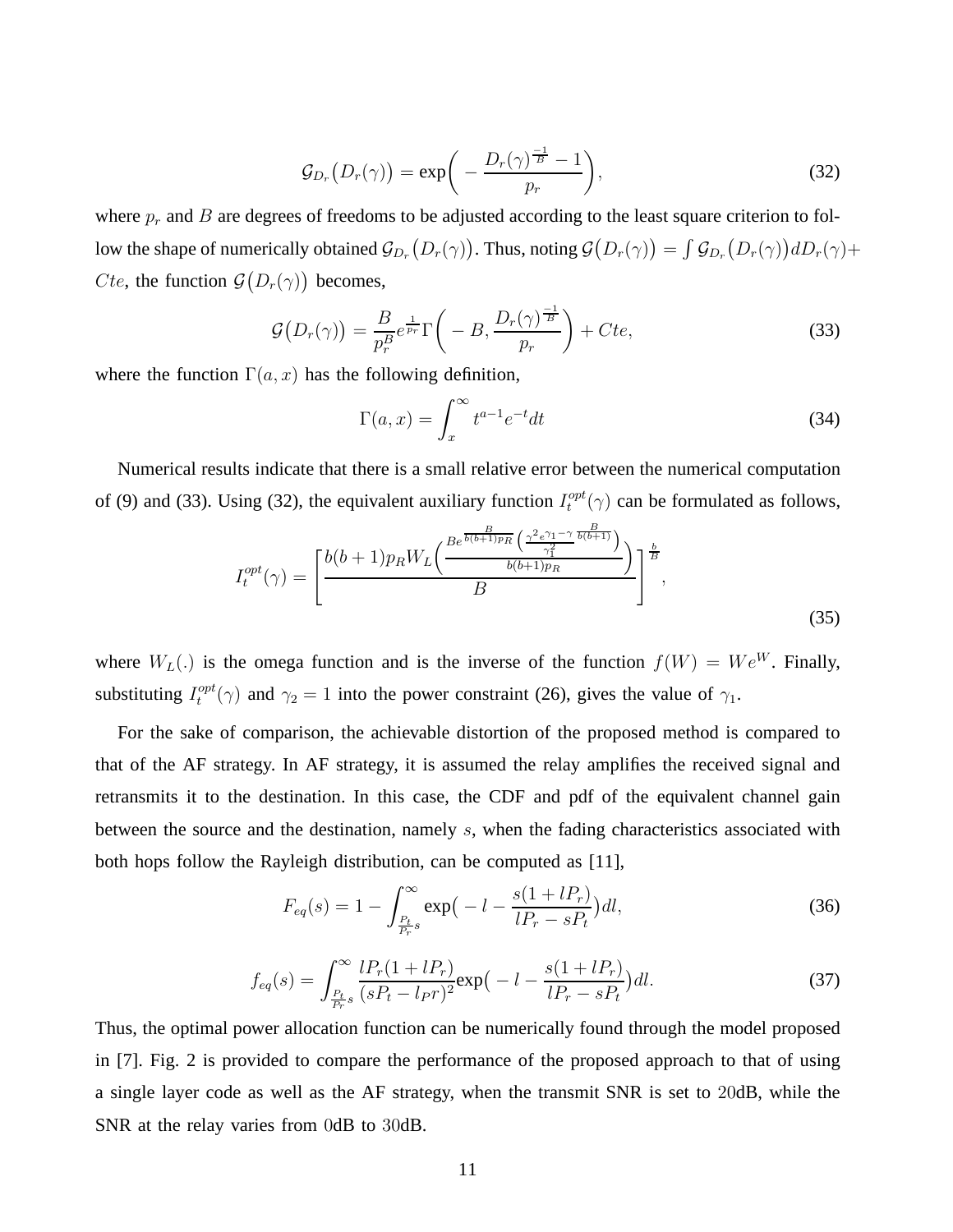$$\mathcal{G}_{D_r}\big(D_r(\gamma)\big) = \exp\bigg( - \frac{D_r(\gamma)^{\frac{-1}{B}} - 1}{p_r} \bigg), \tag{32}$$

where $p_r$ and $B$ are degrees of freedoms to be adjusted according to the least square criterion to follow the shape of numerically obtained $\mathcal{G}_{D_r}\big(D_r(\gamma)\big)$. Thus, noting $\mathcal{G}\big(D_r(\gamma)\big) = \int \mathcal{G}_{D_r}\big(D_r(\gamma)\big) dD_r(\gamma) +$ $Cte$, the function $\mathcal{G}\big(D_r(\gamma)\big)$ becomes,

$$\mathcal{G}\big(D_r(\gamma)\big) = \frac{B}{p_r^B} e^{\frac{1}{p_r}} \Gamma\bigg( -B, \frac{D_r(\gamma)^{\frac{-1}{B}}}{p_r} \bigg) + Cte, \tag{33}$$

where the function $\Gamma(a, x)$ has the following definition,

$$\Gamma(a, x) = \int_x^\infty t^{a-1} e^{-t} dt \tag{34}$$

Numerical results indicate that there is a small relative error between the numerical computation of (9) and (33). Using (32), the equivalent auxiliary function $I_t^{opt}(\gamma)$ can be formulated as follows,

$$I_t^{opt}(\gamma) = \left[ \frac{b(b+1)p_R W_L\Big( \frac{B e^{\frac{B}{b(b+1)p_R}} \big( \frac{\gamma^2 e^{\gamma_1 - \gamma}}{\gamma_1^2} \big)^{\frac{B}{b(b+1)}}}{b(b+1)p_R} \Big)}{B} \right]^{\frac{b}{B}}, \tag{35}$$

where $W_L(.)$ is the omega function and is the inverse of the function $f(W) = We^W$. Finally, substituting $I_t^{opt}(\gamma)$ and $\gamma_2 = 1$ into the power constraint (26), gives the value of $\gamma_1$.

For the sake of comparison, the achievable distortion of the proposed method is compared to that of the AF strategy. In AF strategy, it is assumed the relay amplifies the received signal and retransmits it to the destination. In this case, the CDF and pdf of the equivalent channel gain between the source and the destination, namely $s$, when the fading characteristics associated with both hops follow the Rayleigh distribution, can be computed as [11],

$$F_{eq}(s) = 1 - \int_{\frac{P_t}{P_r}s}^{\infty} \exp\big( -l - \frac{s(1 + lP_r)}{lP_r - sP_t} \big) dl, \tag{36}$$

$$f_{eq}(s) = \int_{\frac{P_t}{P_r}s}^{\infty} \frac{lP_r(1 + lP_r)}{(sP_t - lPr)^2} \exp\big( -l - \frac{s(1 + lP_r)}{lP_r - sP_t} \big) dl. \tag{37}$$

Thus, the optimal power allocation function can be numerically found through the model proposed in [7]. Fig. 2 is provided to compare the performance of the proposed approach to that of using a single layer code as well as the AF strategy, when the transmit SNR is set to $20$dB, while the SNR at the relay varies from $0$dB to $30$dB.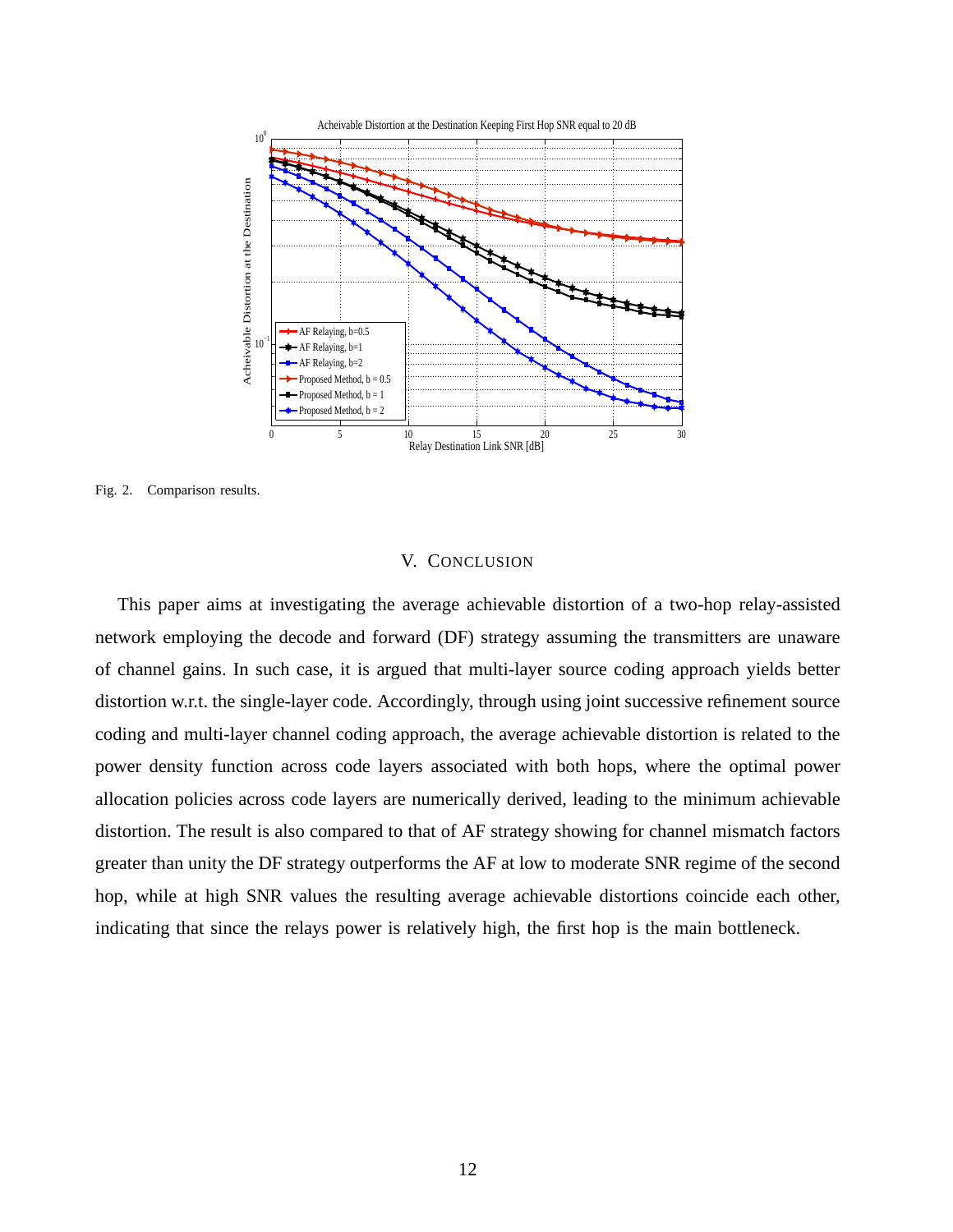Fig. 2. Comparison results.

## V. Conclusion

This paper aims at investigating the average achievable distortion of a two-hop relay-assisted network employing the decode and forward (DF) strategy assuming the transmitters are unaware of channel gains. In such case, it is argued that multi-layer source coding approach yields better distortion w.r.t. the single-layer code. Accordingly, through using joint successive refinement source coding and multi-layer channel coding approach, the average achievable distortion is related to the power density function across code layers associated with both hops, where the optimal power allocation policies across code layers are numerically derived, leading to the minimum achievable distortion. The result is also compared to that of AF strategy showing for channel mismatch factors greater than unity the DF strategy outperforms the AF at low to moderate SNR regime of the second hop, while at high SNR values the resulting average achievable distortions coincide each other, indicating that since the relays power is relatively high, the first hop is the main bottleneck.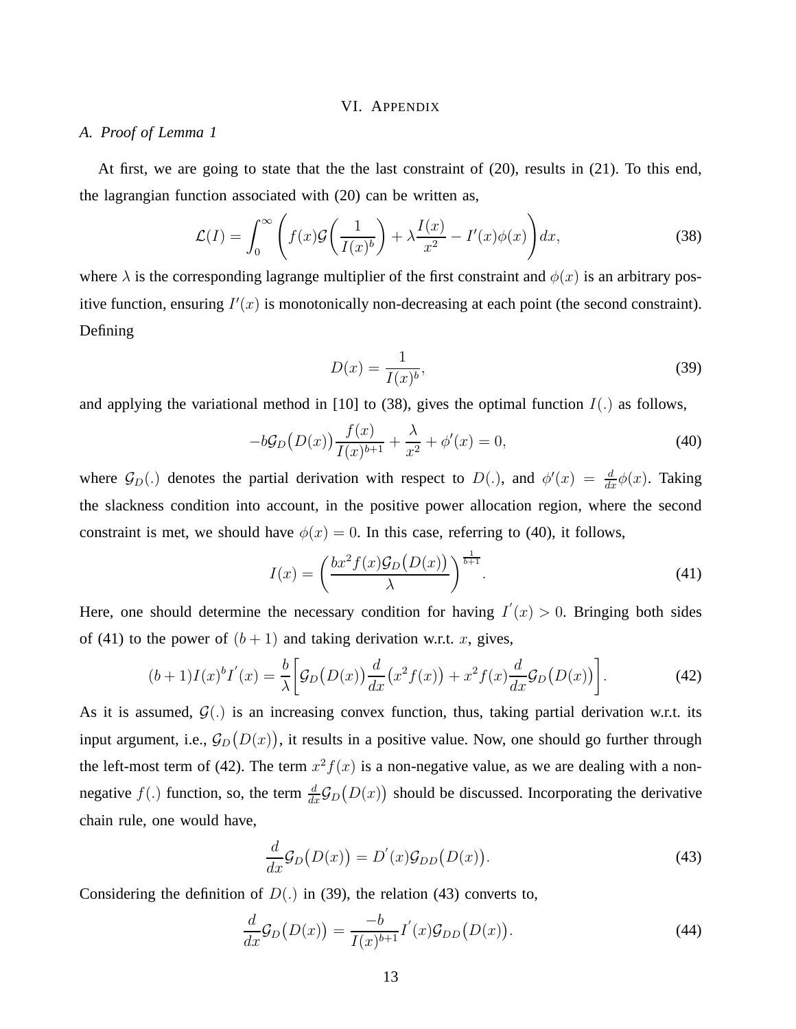## VI. Appendix

### A. Proof of Lemma 1

At first, we are going to state that the the last constraint of (20), results in (21). To this end, the lagrangian function associated with (20) can be written as,

$$\mathcal{L}(I) = \int_0^\infty \left( f(x)\mathcal{G}\left(\frac{1}{I(x)^b}\right) + \lambda \frac{I(x)}{x^2} - I'(x)\phi(x) \right) dx, \tag{38}$$

where $\lambda$ is the corresponding lagrange multiplier of the first constraint and $\phi(x)$ is an arbitrary positive function, ensuring $I'(x)$ is monotonically non-decreasing at each point (the second constraint). Defining

$$D(x) = \frac{1}{I(x)^b}, \tag{39}$$

and applying the variational method in [10] to (38), gives the optimal function $I(.)$ as follows,

$$-b\mathcal{G}_D\big(D(x)\big)\frac{f(x)}{I(x)^{b+1}} + \frac{\lambda}{x^2} + \phi'(x) = 0, \tag{40}$$

where $\mathcal{G}_D(.)$ denotes the partial derivation with respect to $D(.)$, and $\phi'(x) = \frac{d}{dx}\phi(x)$. Taking the slackness condition into account, in the positive power allocation region, where the second constraint is met, we should have $\phi(x) = 0$. In this case, referring to (40), it follows,

$$I(x) = \left(\frac{bx^2 f(x)\mathcal{G}_D\big(D(x)\big)}{\lambda}\right)^{\frac{1}{b+1}}. \tag{41}$$

Here, one should determine the necessary condition for having $I^{'}(x) > 0$. Bringing both sides of (41) to the power of $(b+1)$ and taking derivation w.r.t. $x$, gives,

$$(b+1)I(x)^b I^{'}(x) = \frac{b}{\lambda}\left[\mathcal{G}_D\big(D(x)\big)\frac{d}{dx}\big(x^2 f(x)\big) + x^2 f(x)\frac{d}{dx}\mathcal{G}_D\big(D(x)\big)\right]. \tag{42}$$

As it is assumed, $\mathcal{G}(.)$ is an increasing convex function, thus, taking partial derivation w.r.t. its input argument, i.e., $\mathcal{G}_D\big(D(x)\big)$, it results in a positive value. Now, one should go further through the left-most term of (42). The term $x^2 f(x)$ is a non-negative value, as we are dealing with a non-negative $f(.)$ function, so, the term $\frac{d}{dx}\mathcal{G}_D\big(D(x)\big)$ should be discussed. Incorporating the derivative chain rule, one would have,

$$\frac{d}{dx}\mathcal{G}_D\big(D(x)\big) = D^{'}(x)\mathcal{G}_{DD}\big(D(x)\big). \tag{43}$$

Considering the definition of $D(.)$ in (39), the relation (43) converts to,

$$\frac{d}{dx}\mathcal{G}_D\big(D(x)\big) = \frac{-b}{I(x)^{b+1}}I^{'}(x)\mathcal{G}_{DD}\big(D(x)\big). \tag{44}$$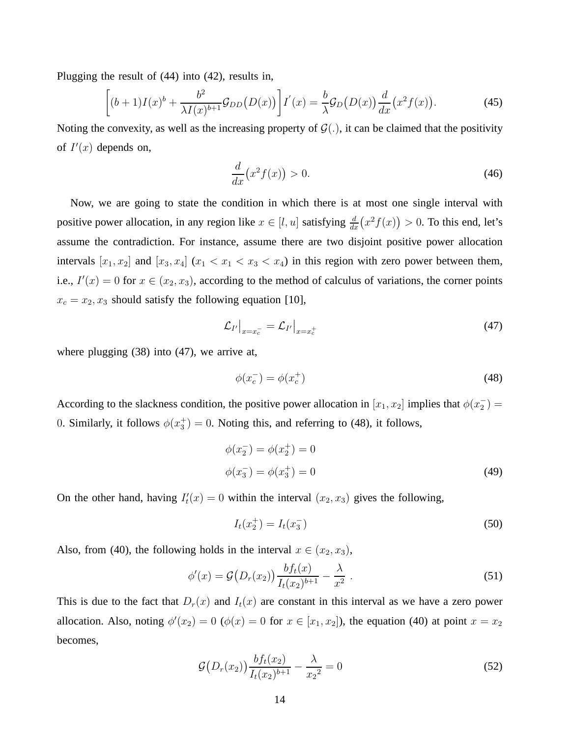Plugging the result of (44) into (42), results in,

$$\left[(b+1)I(x)^b + \frac{b^2}{\lambda I(x)^{b+1}}\mathcal{G}_{DD}\big(D(x)\big)\right]I^{'}(x) = \frac{b}{\lambda}\mathcal{G}_D\big(D(x)\big)\frac{d}{dx}\big(x^2 f(x)\big). \tag{45}$$

Noting the convexity, as well as the increasing property of $\mathcal{G}(.)$, it can be claimed that the positivity of $I'(x)$ depends on,

$$\frac{d}{dx}\big(x^2 f(x)\big) > 0. \tag{46}$$

Now, we are going to state the condition in which there is at most one single interval with positive power allocation, in any region like $x \in [l, u]$ satisfying $\frac{d}{dx}\big(x^2 f(x)\big) > 0$. To this end, let's assume the contradiction. For instance, assume there are two disjoint positive power allocation intervals $[x_1, x_2]$ and $[x_3, x_4]$ ($x_1 < x_1 < x_3 < x_4$) in this region with zero power between them, i.e., $I'(x) = 0$ for $x \in (x_2, x_3)$, according to the method of calculus of variations, the corner points $x_c = x_2, x_3$ should satisfy the following equation [10],

$$\mathcal{L}_{I'}\big|_{x=x_c^-} = \mathcal{L}_{I'}\big|_{x=x_c^+} \tag{47}$$

where plugging (38) into (47), we arrive at,

$$\phi(x_c^-) = \phi(x_c^+) \tag{48}$$

According to the slackness condition, the positive power allocation in $[x_1, x_2]$ implies that $\phi(x_2^-) = 0$. Similarly, it follows $\phi(x_3^+) = 0$. Noting this, and referring to (48), it follows,

$$\begin{aligned}
\phi(x_2^-) &= \phi(x_2^+) = 0 \\
\phi(x_3^-) &= \phi(x_3^+) = 0
\end{aligned} \tag{49}$$

On the other hand, having $I_t'(x) = 0$ within the interval $(x_2, x_3)$ gives the following,

$$I_t(x_2^+) = I_t(x_3^-) \tag{50}$$

Also, from (40), the following holds in the interval $x \in (x_2, x_3)$,

$$\phi'(x) = \mathcal{G}\big(D_r(x_2)\big)\frac{bf_t(x)}{I_t(x_2)^{b+1}} - \frac{\lambda}{x^2}\ . \tag{51}$$

This is due to the fact that $D_r(x)$ and $I_t(x)$ are constant in this interval as we have a zero power allocation. Also, noting $\phi'(x_2) = 0$ ($\phi(x) = 0$ for $x \in [x_1, x_2]$), the equation (40) at point $x = x_2$ becomes,

$$\mathcal{G}\big(D_r(x_2)\big)\frac{bf_t(x_2)}{I_t(x_2)^{b+1}} - \frac{\lambda}{{x_2}^2} = 0 \tag{52}$$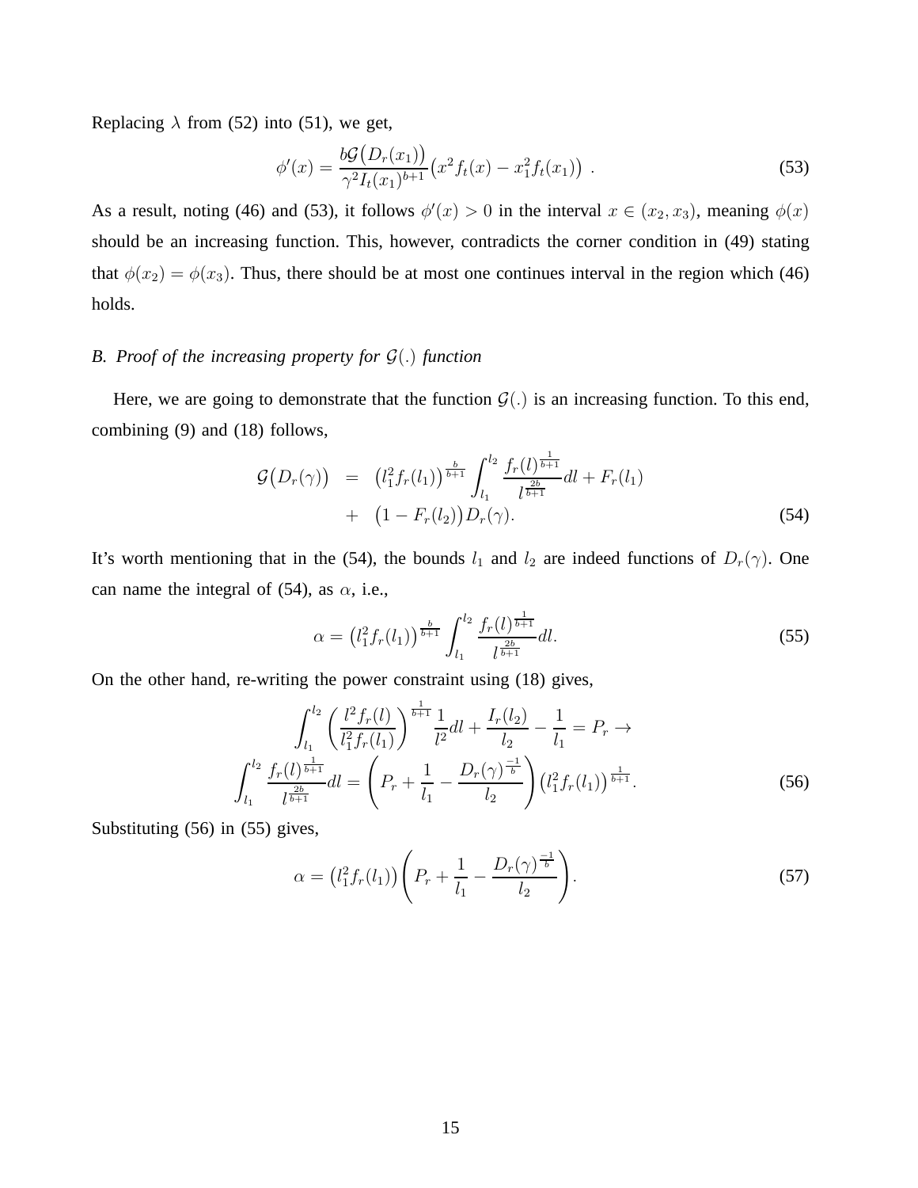Replacing $\lambda$ from (52) into (51), we get,

$$\phi'(x) = \frac{b\mathcal{G}\big(D_r(x_1)\big)}{\gamma^2 I_t(x_1)^{b+1}}\big(x^2 f_t(x) - x_1^2 f_t(x_1)\big) \ . \tag{53}$$

As a result, noting (46) and (53), it follows $\phi'(x) > 0$ in the interval $x \in (x_2, x_3)$, meaning $\phi(x)$ should be an increasing function. This, however, contradicts the corner condition in (49) stating that $\phi(x_2) = \phi(x_3)$. Thus, there should be at most one continues interval in the region which (46) holds.

### *B. Proof of the increasing property for $\mathcal{G}(.)$ function*

Here, we are going to demonstrate that the function $\mathcal{G}(.)$ is an increasing function. To this end, combining (9) and (18) follows,

$$\begin{aligned} \mathcal{G}\big(D_r(\gamma)\big) &= \big(l_1^2 f_r(l_1)\big)^{\frac{b}{b+1}} \int_{l_1}^{l_2} \frac{f_r(l)^{\frac{1}{b+1}}}{l^{\frac{2b}{b+1}}} dl + F_r(l_1) \\ &+ \big(1 - F_r(l_2)\big) D_r(\gamma). \end{aligned} \tag{54}$$

It's worth mentioning that in the (54), the bounds $l_1$ and $l_2$ are indeed functions of $D_r(\gamma)$. One can name the integral of (54), as $\alpha$, i.e.,

$$\alpha = \big(l_1^2 f_r(l_1)\big)^{\frac{b}{b+1}} \int_{l_1}^{l_2} \frac{f_r(l)^{\frac{1}{b+1}}}{l^{\frac{2b}{b+1}}} dl. \tag{55}$$

On the other hand, re-writing the power constraint using (18) gives,

$$\begin{aligned} &\int_{l_1}^{l_2} \left( \frac{l^2 f_r(l)}{l_1^2 f_r(l_1)} \right)^{\frac{1}{b+1}} \frac{1}{l^2} dl + \frac{I_r(l_2)}{l_2} - \frac{1}{l_1} = P_r \rightarrow \\ &\int_{l_1}^{l_2} \frac{f_r(l)^{\frac{1}{b+1}}}{l^{\frac{2b}{b+1}}} dl = \left( P_r + \frac{1}{l_1} - \frac{D_r(\gamma)^{\frac{-1}{b}}}{l_2} \right) \big(l_1^2 f_r(l_1)\big)^{\frac{1}{b+1}}. \end{aligned} \tag{56}$$

Substituting (56) in (55) gives,

$$\alpha = \big(l_1^2 f_r(l_1)\big) \left( P_r + \frac{1}{l_1} - \frac{D_r(\gamma)^{\frac{-1}{b}}}{l_2} \right). \tag{57}$$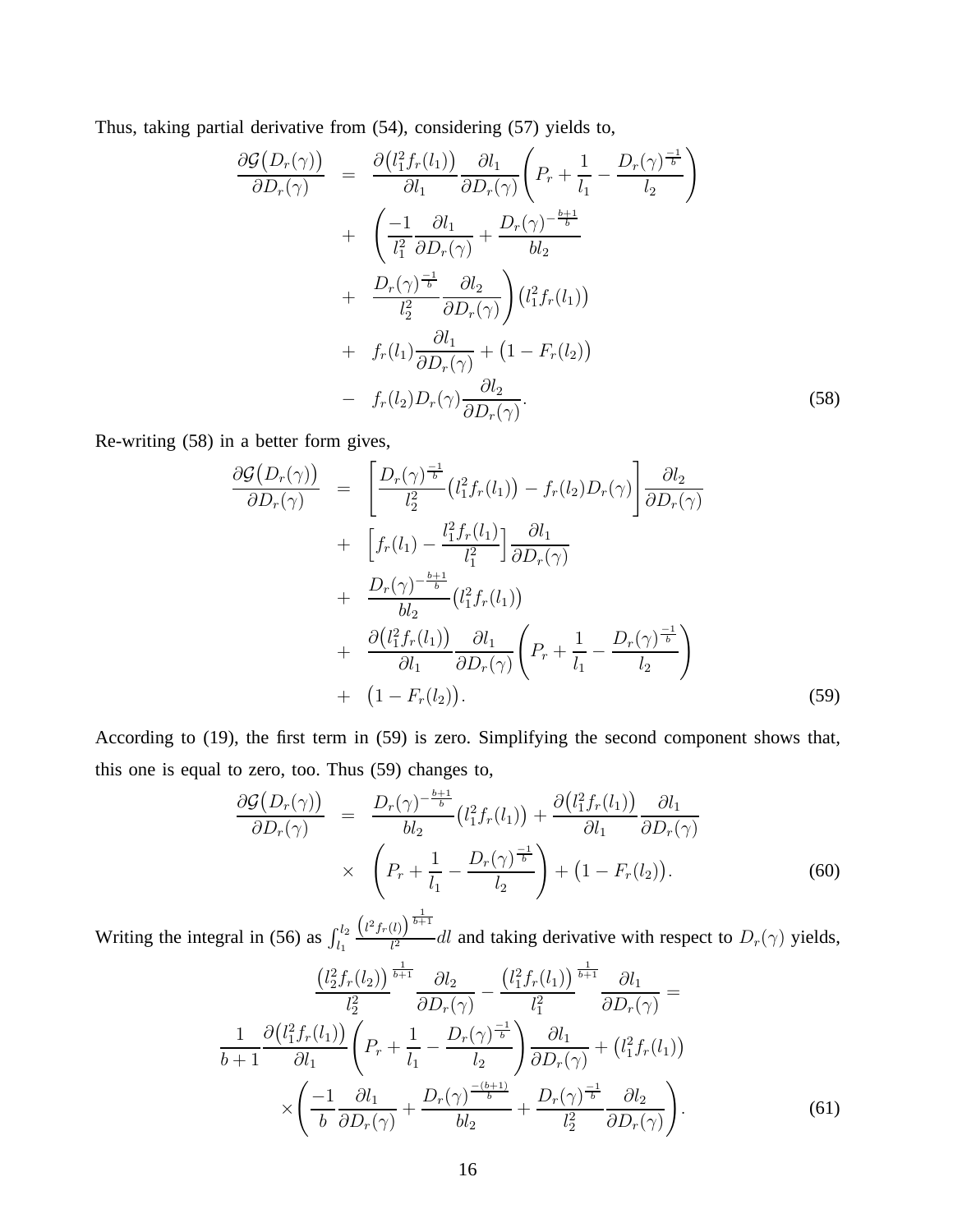Thus, taking partial derivative from (54), considering (57) yields to,

$$
\begin{aligned}
\frac{\partial \mathcal{G}\big(D_r(\gamma)\big)}{\partial D_r(\gamma)} &= \frac{\partial\big(l_1^2 f_r(l_1)\big)}{\partial l_1}\frac{\partial l_1}{\partial D_r(\gamma)}\left(P_r + \frac{1}{l_1} - \frac{D_r(\gamma)^{\frac{-1}{b}}}{l_2}\right) \\
&+ \left(\frac{-1}{l_1^2}\frac{\partial l_1}{\partial D_r(\gamma)} + \frac{D_r(\gamma)^{-\frac{b+1}{b}}}{b l_2}\right. \\
&+ \left.\frac{D_r(\gamma)^{\frac{-1}{b}}}{l_2^2}\frac{\partial l_2}{\partial D_r(\gamma)}\right)\big(l_1^2 f_r(l_1)\big) \\
&+ f_r(l_1)\frac{\partial l_1}{\partial D_r(\gamma)} + \big(1 - F_r(l_2)\big) \\
&- f_r(l_2) D_r(\gamma)\frac{\partial l_2}{\partial D_r(\gamma)}. \qquad (58)
\end{aligned}
$$

Re-writing (58) in a better form gives,

$$
\begin{aligned}
\frac{\partial \mathcal{G}\big(D_r(\gamma)\big)}{\partial D_r(\gamma)} &= \left[\frac{D_r(\gamma)^{\frac{-1}{b}}}{l_2^2}\big(l_1^2 f_r(l_1)\big) - f_r(l_2) D_r(\gamma)\right]\frac{\partial l_2}{\partial D_r(\gamma)} \\
&+ \left[f_r(l_1) - \frac{l_1^2 f_r(l_1)}{l_1^2}\right]\frac{\partial l_1}{\partial D_r(\gamma)} \\
&+ \frac{D_r(\gamma)^{-\frac{b+1}{b}}}{b l_2}\big(l_1^2 f_r(l_1)\big) \\
&+ \frac{\partial\big(l_1^2 f_r(l_1)\big)}{\partial l_1}\frac{\partial l_1}{\partial D_r(\gamma)}\left(P_r + \frac{1}{l_1} - \frac{D_r(\gamma)^{\frac{-1}{b}}}{l_2}\right) \\
&+ \big(1 - F_r(l_2)\big). \qquad (59)
\end{aligned}
$$

According to (19), the first term in (59) is zero. Simplifying the second component shows that, this one is equal to zero, too. Thus (59) changes to,

$$
\begin{aligned}
\frac{\partial \mathcal{G}\big(D_r(\gamma)\big)}{\partial D_r(\gamma)} &= \frac{D_r(\gamma)^{-\frac{b+1}{b}}}{b l_2}\big(l_1^2 f_r(l_1)\big) + \frac{\partial\big(l_1^2 f_r(l_1)\big)}{\partial l_1}\frac{\partial l_1}{\partial D_r(\gamma)} \\
&\times \left(P_r + \frac{1}{l_1} - \frac{D_r(\gamma)^{\frac{-1}{b}}}{l_2}\right) + \big(1 - F_r(l_2)\big). \qquad (60)
\end{aligned}
$$

Writing the integral in (56) as $\int_{l_1}^{l_2} \frac{\left(l^2 f_r(l)\right)^{\frac{1}{b+1}}}{l^2} dl$ and taking derivative with respect to $D_r(\gamma)$ yields,

$$
\begin{aligned}
&\frac{\big(l_2^2 f_r(l_2)\big)^{\frac{1}{b+1}}}{l_2^2}\frac{\partial l_2}{\partial D_r(\gamma)} - \frac{\big(l_1^2 f_r(l_1)\big)^{\frac{1}{b+1}}}{l_1^2}\frac{\partial l_1}{\partial D_r(\gamma)} = \\
&\frac{1}{b+1}\frac{\partial\big(l_1^2 f_r(l_1)\big)}{\partial l_1}\left(P_r + \frac{1}{l_1} - \frac{D_r(\gamma)^{\frac{-1}{b}}}{l_2}\right)\frac{\partial l_1}{\partial D_r(\gamma)} + \big(l_1^2 f_r(l_1)\big) \\
&\times\left(\frac{-1}{b}\frac{\partial l_1}{\partial D_r(\gamma)} + \frac{D_r(\gamma)^{\frac{-(b+1)}{b}}}{b l_2} + \frac{D_r(\gamma)^{\frac{-1}{b}}}{l_2^2}\frac{\partial l_2}{\partial D_r(\gamma)}\right). \qquad (61)
\end{aligned}
$$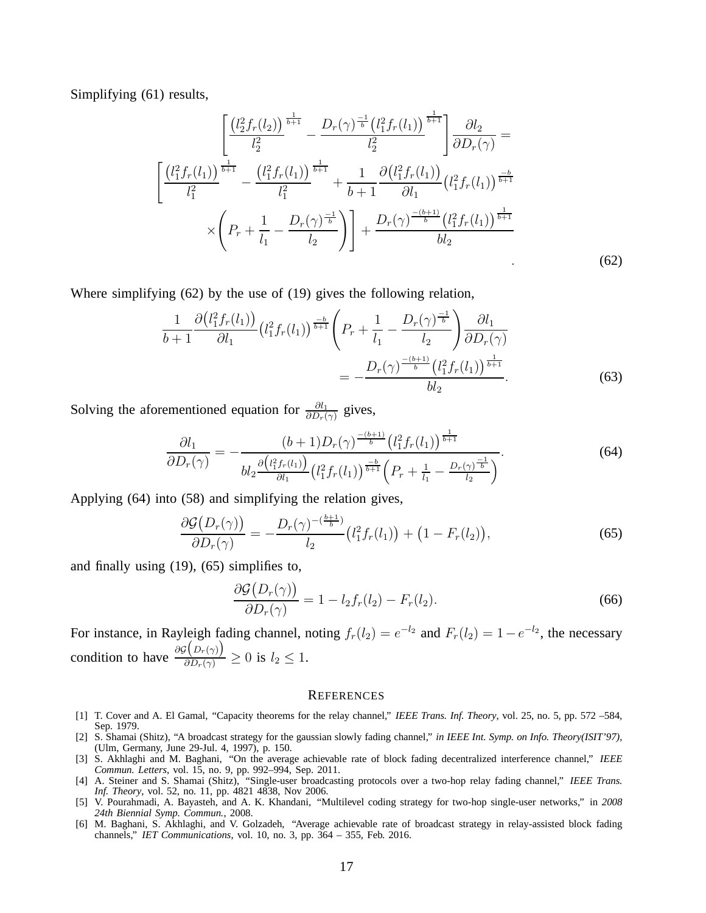Simplifying (61) results,

$$
\begin{aligned}
&\left[\frac{\left(l_2^2 f_r(l_2)\right)^{\frac{1}{b+1}}}{l_2^2} - \frac{D_r(\gamma)^{\frac{-1}{b}}\left(l_1^2 f_r(l_1)\right)^{\frac{1}{b+1}}}{l_2^2}\right]\frac{\partial l_2}{\partial D_r(\gamma)} = \\
&\left[\frac{\left(l_1^2 f_r(l_1)\right)^{\frac{1}{b+1}}}{l_1^2} - \frac{\left(l_1^2 f_r(l_1)\right)^{\frac{1}{b+1}}}{l_1^2} + \frac{1}{b+1}\frac{\partial\left(l_1^2 f_r(l_1)\right)}{\partial l_1}\left(l_1^2 f_r(l_1)\right)^{\frac{-b}{b+1}} \right. \\
&\left. \times\left(P_r + \frac{1}{l_1} - \frac{D_r(\gamma)^{\frac{-1}{b}}}{l_2}\right)\right] + \frac{D_r(\gamma)^{\frac{-(b+1)}{b}}\left(l_1^2 f_r(l_1)\right)^{\frac{1}{b+1}}}{b l_2}
\end{aligned} \tag{62}
$$

Where simplifying (62) by the use of (19) gives the following relation,

$$
\begin{aligned}
\frac{1}{b+1}\frac{\partial\left(l_1^2 f_r(l_1)\right)}{\partial l_1}\left(l_1^2 f_r(l_1)\right)^{\frac{-b}{b+1}}\left(P_r + \frac{1}{l_1} - \frac{D_r(\gamma)^{\frac{-1}{b}}}{l_2}\right)\frac{\partial l_1}{\partial D_r(\gamma)} \\
= -\frac{D_r(\gamma)^{\frac{-(b+1)}{b}}\left(l_1^2 f_r(l_1)\right)^{\frac{1}{b+1}}}{b l_2}.
\end{aligned} \tag{63}
$$

Solving the aforementioned equation for $\frac{\partial l_1}{\partial D_r(\gamma)}$ gives,

$$
\frac{\partial l_1}{\partial D_r(\gamma)} = -\frac{(b+1)D_r(\gamma)^{\frac{-(b+1)}{b}}\left(l_1^2 f_r(l_1)\right)^{\frac{1}{b+1}}}{b l_2 \frac{\partial\left(l_1^2 f_r(l_1)\right)}{\partial l_1}\left(l_1^2 f_r(l_1)\right)^{\frac{-b}{b+1}}\left(P_r + \frac{1}{l_1} - \frac{D_r(\gamma)^{\frac{-1}{b}}}{l_2}\right)}. \tag{64}
$$

Applying (64) into (58) and simplifying the relation gives,

$$
\frac{\partial \mathcal{G}\left(D_r(\gamma)\right)}{\partial D_r(\gamma)} = -\frac{D_r(\gamma)^{-\left(\frac{b+1}{b}\right)}}{l_2}\left(l_1^2 f_r(l_1)\right) + \left(1 - F_r(l_2)\right), \tag{65}
$$

and finally using (19), (65) simplifies to,

$$
\frac{\partial \mathcal{G}\left(D_r(\gamma)\right)}{\partial D_r(\gamma)} = 1 - l_2 f_r(l_2) - F_r(l_2). \tag{66}
$$

For instance, in Rayleigh fading channel, noting $f_r(l_2) = e^{-l_2}$ and $F_r(l_2) = 1 - e^{-l_2}$, the necessary condition to have $\frac{\partial \mathcal{G}\left(D_r(\gamma)\right)}{\partial D_r(\gamma)} \geq 0$ is $l_2 \leq 1$.

## REFERENCES

[1] T. Cover and A. El Gamal, "Capacity theorems for the relay channel," *IEEE Trans. Inf. Theory*, vol. 25, no. 5, pp. 572 –584, Sep. 1979.

[2] S. Shamai (Shitz), "A broadcast strategy for the gaussian slowly fading channel," *in IEEE Int. Symp. on Info. Theory(ISIT'97)*, (Ulm, Germany, June 29-Jul. 4, 1997), p. 150.

[3] S. Akhlaghi and M. Baghani, "On the average achievable rate of block fading decentralized interference channel," *IEEE Commun. Letters*, vol. 15, no. 9, pp. 992–994, Sep. 2011.

[4] A. Steiner and S. Shamai (Shitz), "Single-user broadcasting protocols over a two-hop relay fading channel," *IEEE Trans. Inf. Theory*, vol. 52, no. 11, pp. 4821 4838, Nov 2006.

[5] V. Pourahmadi, A. Bayasteh, and A. K. Khandani, "Multilevel coding strategy for two-hop single-user networks," in *2008 24th Biennial Symp. Commun.*, 2008.

[6] M. Baghani, S. Akhlaghi, and V. Golzadeh, "Average achievable rate of broadcast strategy in relay-assisted block fading channels," *IET Communications*, vol. 10, no. 3, pp. 364 – 355, Feb. 2016.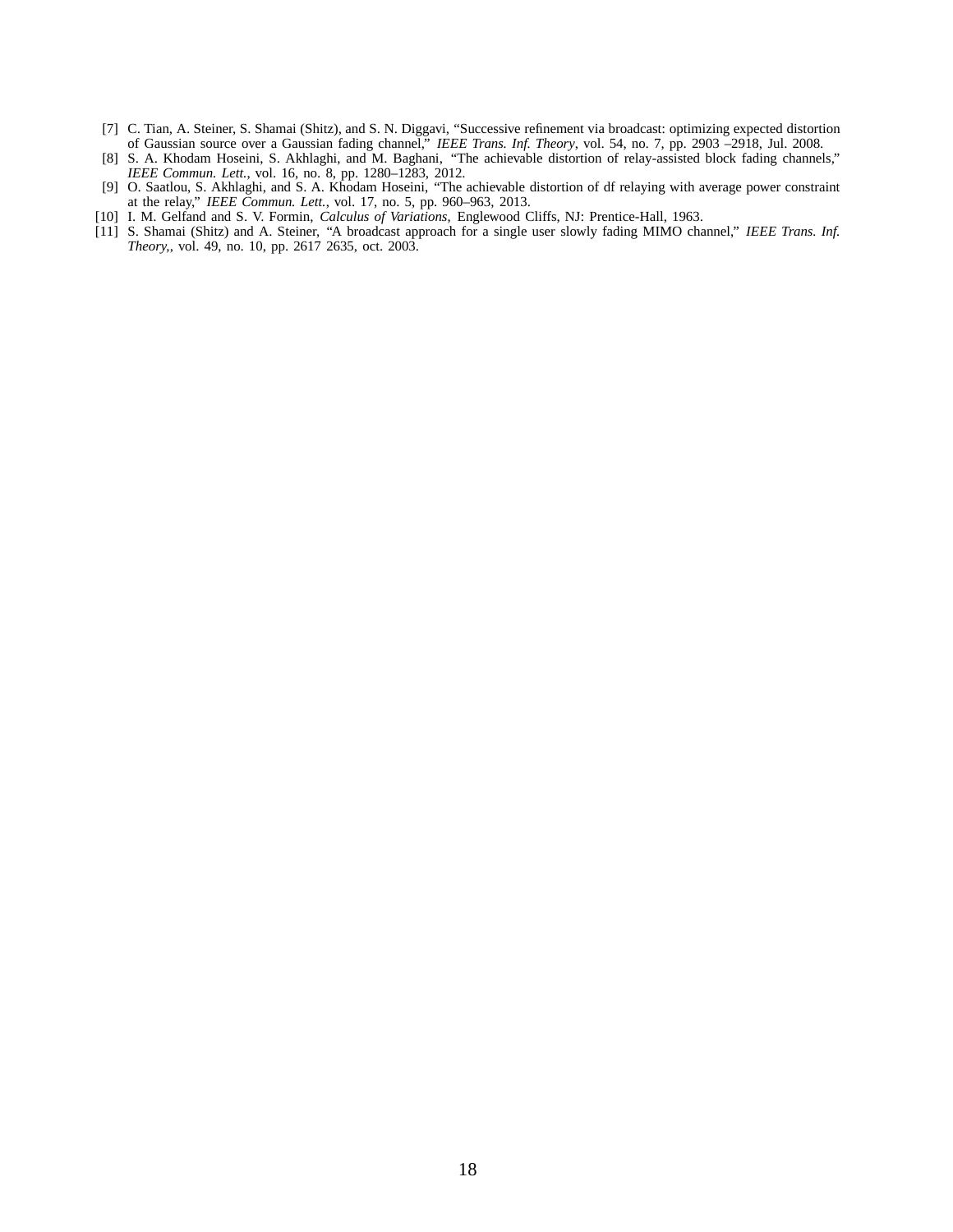[7] C. Tian, A. Steiner, S. Shamai (Shitz), and S. N. Diggavi, "Successive refinement via broadcast: optimizing expected distortion of Gaussian source over a Gaussian fading channel," *IEEE Trans. Inf. Theory*, vol. 54, no. 7, pp. 2903 –2918, Jul. 2008.

[8] S. A. Khodam Hoseini, S. Akhlaghi, and M. Baghani, "The achievable distortion of relay-assisted block fading channels," *IEEE Commun. Lett.*, vol. 16, no. 8, pp. 1280–1283, 2012.

[9] O. Saatlou, S. Akhlaghi, and S. A. Khodam Hoseini, "The achievable distortion of df relaying with average power constraint at the relay," *IEEE Commun. Lett.*, vol. 17, no. 5, pp. 960–963, 2013.

[10] I. M. Gelfand and S. V. Formin, *Calculus of Variations*, Englewood Cliffs, NJ: Prentice-Hall, 1963.

[11] S. Shamai (Shitz) and A. Steiner, "A broadcast approach for a single user slowly fading MIMO channel," *IEEE Trans. Inf. Theory,*, vol. 49, no. 10, pp. 2617 2635, oct. 2003.